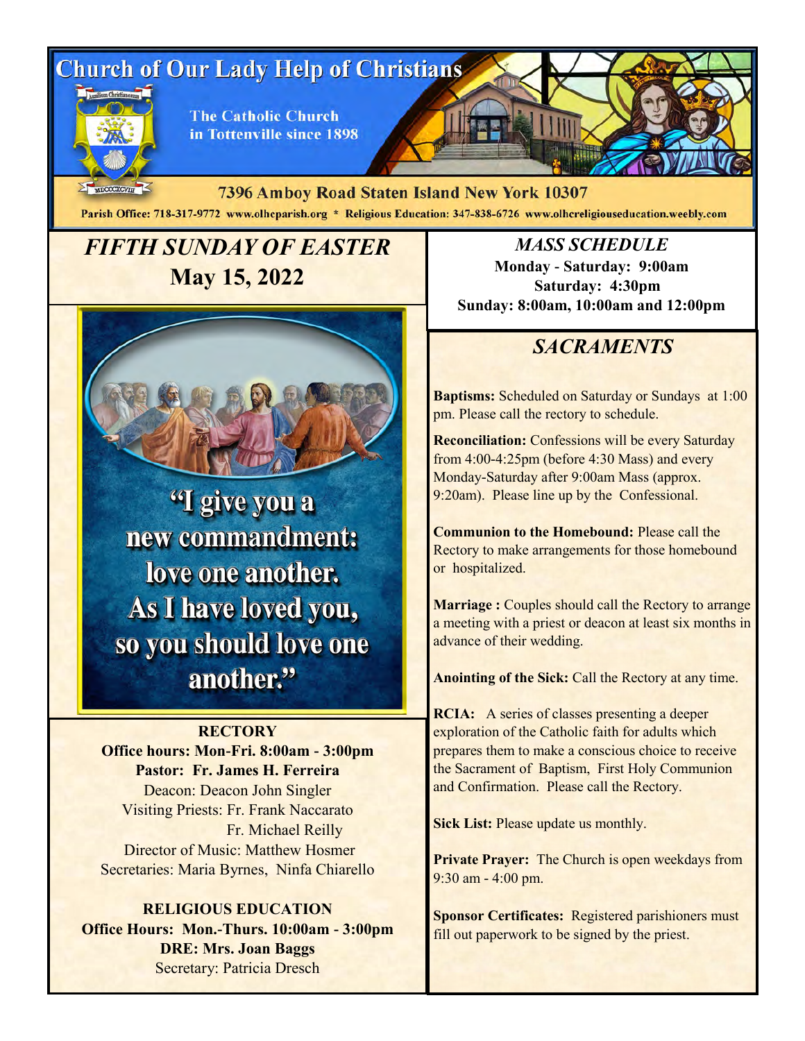# Church of Our Lady Help of Christians

The Catholic Church in Tottenville since 1898

7396 Amboy Road Staten Island New York 10307

Parish Office: 718-317-9772 www.olhcparish.org * Religious Education: 347-838-6726 www.olhcreligiouseducation.weebly.com

## *FIFTH SUNDAY OF EASTER*
## May 15, 2022

"I give you a new commandment: love one another. As I have loved you, so you should love one another."

**RECTORY**
**Office hours: Mon-Fri. 8:00am - 3:00pm**
**Pastor: Fr. James H. Ferreira**
Deacon: Deacon John Singler
Visiting Priests: Fr. Frank Naccarato
Fr. Michael Reilly
Director of Music: Matthew Hosmer
Secretaries: Maria Byrnes, Ninfa Chiarello

**RELIGIOUS EDUCATION**
**Office Hours: Mon.-Thurs. 10:00am - 3:00pm**
**DRE: Mrs. Joan Baggs**
Secretary: Patricia Dresch

## *MASS SCHEDULE*

**Monday - Saturday: 9:00am**
**Saturday: 4:30pm**
**Sunday: 8:00am, 10:00am and 12:00pm**

## *SACRAMENTS*

**Baptisms:** Scheduled on Saturday or Sundays at 1:00 pm. Please call the rectory to schedule.

**Reconciliation:** Confessions will be every Saturday from 4:00-4:25pm (before 4:30 Mass) and every Monday-Saturday after 9:00am Mass (approx. 9:20am). Please line up by the Confessional.

**Communion to the Homebound:** Please call the Rectory to make arrangements for those homebound or hospitalized.

**Marriage :** Couples should call the Rectory to arrange a meeting with a priest or deacon at least six months in advance of their wedding.

**Anointing of the Sick:** Call the Rectory at any time.

**RCIA:** A series of classes presenting a deeper exploration of the Catholic faith for adults which prepares them to make a conscious choice to receive the Sacrament of Baptism, First Holy Communion and Confirmation. Please call the Rectory.

**Sick List:** Please update us monthly.

**Private Prayer:** The Church is open weekdays from 9:30 am - 4:00 pm.

**Sponsor Certificates:** Registered parishioners must fill out paperwork to be signed by the priest.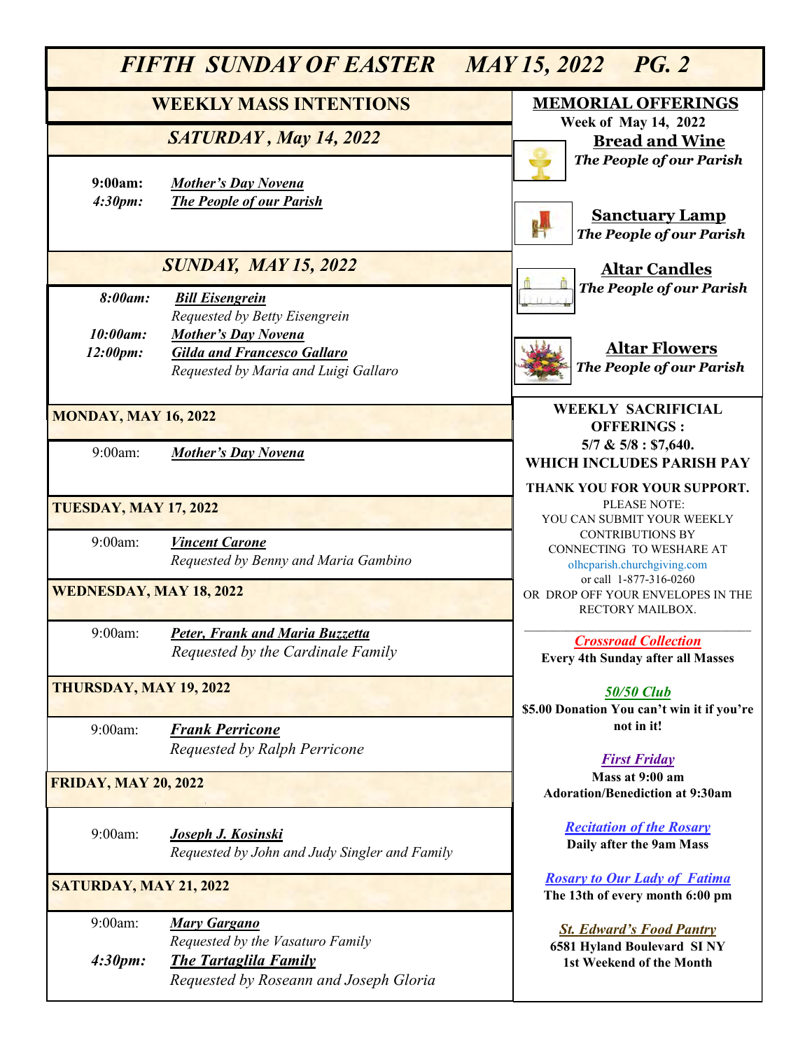# FIFTH SUNDAY OF EASTER MAY 15, 2022

## WEEKLY MASS INTENTIONS

### SATURDAY, May 14, 2022

**9:00am:** ***Mother's Day Novena***
***4:30pm:*** ***The People of our Parish***

### SUNDAY, MAY 15, 2022

***8:00am:*** ***Bill Eisengrein***
*Requested by Betty Eisengrein*
***10:00am:*** ***Mother's Day Novena***
***12:00pm:*** ***Gilda and Francesco Gallaro***
*Requested by Maria and Luigi Gallaro*

### MONDAY, MAY 16, 2022

9:00am: ***Mother's Day Novena***

### TUESDAY, MAY 17, 2022

9:00am: ***Vincent Carone***
*Requested by Benny and Maria Gambino*

### WEDNESDAY, MAY 18, 2022

9:00am: ***Peter, Frank and Maria Buzzetta***
*Requested by the Cardinale Family*

### THURSDAY, MAY 19, 2022

9:00am: ***Frank Perricone***
*Requested by Ralph Perricone*

### FRIDAY, MAY 20, 2022

9:00am: ***Joseph J. Kosinski***
*Requested by John and Judy Singler and Family*

### SATURDAY, MAY 21, 2022

9:00am: ***Mary Gargano***
*Requested by the Vasaturo Family*
***4:30pm:*** ***The Tartaglila Family***
*Requested by Roseann and Joseph Gloria*

## MEMORIAL OFFERINGS

**Week of May 14, 2022**

**Bread and Wine**
***The People of our Parish***

**Sanctuary Lamp**
***The People of our Parish***

**Altar Candles**
***The People of our Parish***

**Altar Flowers**
***The People of our Parish***

## WEEKLY SACRIFICIAL OFFERINGS :

**5/7 & 5/8 : $7,640.**
**WHICH INCLUDES PARISH PAY**

**THANK YOU FOR YOUR SUPPORT.**

PLEASE NOTE:
YOU CAN SUBMIT YOUR WEEKLY CONTRIBUTIONS BY CONNECTING TO WESHARE AT olhcparish.churchgiving.com or call 1-877-316-0260 OR DROP OFF YOUR ENVELOPES IN THE RECTORY MAILBOX.

***Crossroad Collection***
**Every 4th Sunday after all Masses**

***50/50 Club***
**$5.00 Donation You can't win it if you're not in it!**

***First Friday***
**Mass at 9:00 am**
**Adoration/Benediction at 9:30am**

***Recitation of the Rosary***
**Daily after the 9am Mass**

***Rosary to Our Lady of Fatima***
**The 13th of every month 6:00 pm**

***St. Edward's Food Pantry***
**6581 Hyland Boulevard SI NY**
**1st Weekend of the Month**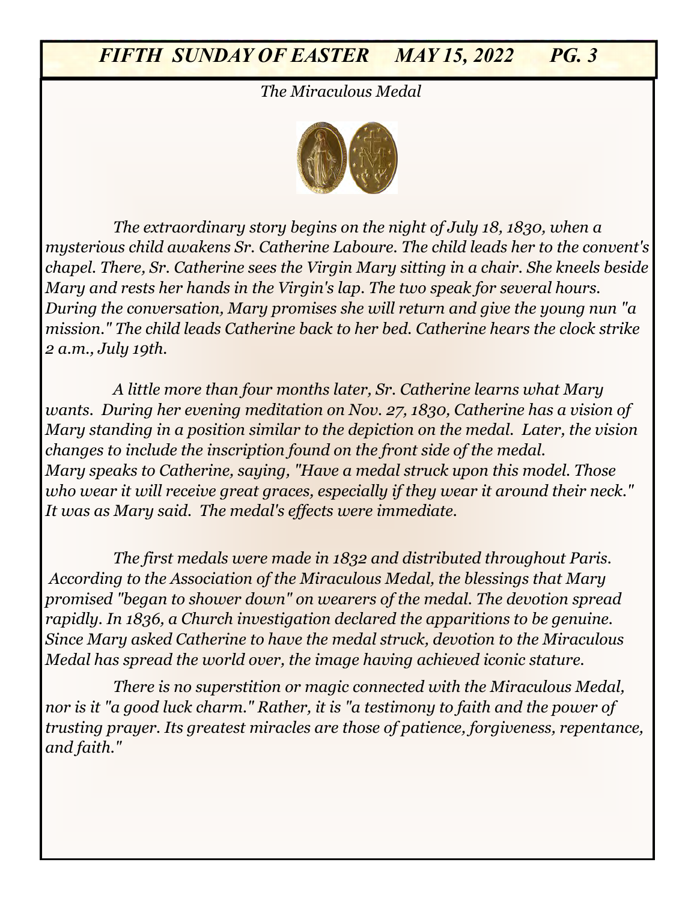*The Miraculous Medal*

*The extraordinary story begins on the night of July 18, 1830, when a mysterious child awakens Sr. Catherine Laboure. The child leads her to the convent's chapel. There, Sr. Catherine sees the Virgin Mary sitting in a chair. She kneels beside Mary and rests her hands in the Virgin's lap. The two speak for several hours. During the conversation, Mary promises she will return and give the young nun "a mission." The child leads Catherine back to her bed. Catherine hears the clock strike 2 a.m., July 19th.*

*A little more than four months later, Sr. Catherine learns what Mary wants. During her evening meditation on Nov. 27, 1830, Catherine has a vision of Mary standing in a position similar to the depiction on the medal. Later, the vision changes to include the inscription found on the front side of the medal. Mary speaks to Catherine, saying, "Have a medal struck upon this model. Those who wear it will receive great graces, especially if they wear it around their neck." It was as Mary said. The medal's effects were immediate.*

*The first medals were made in 1832 and distributed throughout Paris. According to the Association of the Miraculous Medal, the blessings that Mary promised "began to shower down" on wearers of the medal. The devotion spread rapidly. In 1836, a Church investigation declared the apparitions to be genuine. Since Mary asked Catherine to have the medal struck, devotion to the Miraculous Medal has spread the world over, the image having achieved iconic stature.*

*There is no superstition or magic connected with the Miraculous Medal, nor is it "a good luck charm." Rather, it is "a testimony to faith and the power of trusting prayer. Its greatest miracles are those of patience, forgiveness, repentance, and faith."*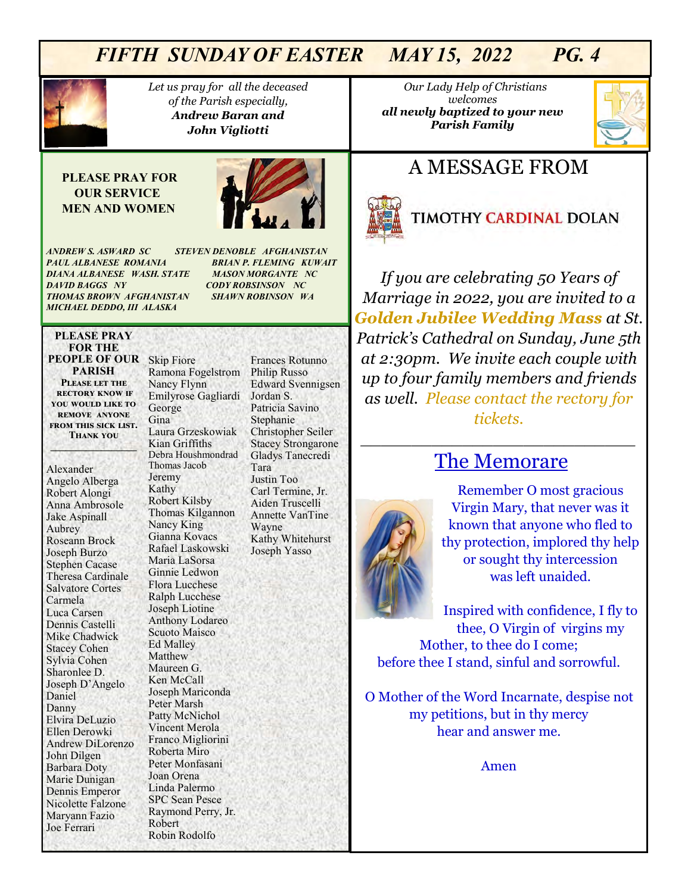*Let us pray for all the deceased of the Parish especially,*
***Andrew Baran and John Vigliotti***

*Our Lady Help of Christians welcomes*
***all newly baptized to your new Parish Family***

**PLEASE PRAY FOR OUR SERVICE MEN AND WOMEN**

*ANDREW S. ASWARD SC*
*PAUL ALBANESE ROMANIA*
*DIANA ALBANESE WASH. STATE*
*DAVID BAGGS NY*
*THOMAS BROWN AFGHANISTAN*
*MICHAEL DEDDO, III ALASKA*
*STEVEN DENOBLE AFGHANISTAN*
*BRIAN P. FLEMING KUWAIT*
*MASON MORGANTE NC*
*CODY ROBSINSON NC*
*SHAWN ROBINSON WA*

**PLEASE PRAY FOR THE PEOPLE OF OUR PARISH**

**Please let the rectory know if you would like to remove anyone from this sick list. Thank you**

Alexander
Angelo Alberga
Robert Alongi
Anna Ambrosole
Jake Aspinall
Aubrey
Roseann Brock
Joseph Burzo
Stephen Cacase
Theresa Cardinale
Salvatore Cortes
Carmela
Luca Carsen
Dennis Castelli
Mike Chadwick
Stacey Cohen
Sylvia Cohen
Sharonlee D.
Joseph D'Angelo
Daniel
Danny
Elvira DeLuzio
Ellen Derowki
Andrew DiLorenzo
John Dilgen
Barbara Doty
Marie Dunigan
Dennis Emperor
Nicolette Falzone
Maryann Fazio
Joe Ferrari
Skip Fiore
Ramona Fogelstrom
Nancy Flynn
Emilyrose Gagliardi
George
Gina
Laura Grzeskowiak
Kian Griffiths
Debra Houshmondrad
Thomas Jacob
Jeremy
Kathy
Robert Kilsby
Thomas Kilgannon
Nancy King
Gianna Kovacs
Rafael Laskowski
Maria LaSorsa
Ginnie Ledwon
Flora Lucchese
Ralph Lucchese
Joseph Liotine
Anthony Lodareo
Scuoto Maisco
Ed Malley
Matthew
Maureen G.
Ken McCall
Joseph Mariconda
Peter Marsh
Patty McNichol
Vincent Merola
Franco Migliorini
Roberta Miro
Peter Monfasani
Joan Orena
Linda Palermo
SPC Sean Pesce
Raymond Perry, Jr.
Robert
Robin Rodolfo
Frances Rotunno
Philip Russo
Edward Svennigsen
Jordan S.
Patricia Savino
Stephanie
Christopher Seiler
Stacey Strongarone
Gladys Tanecredi
Tara
Justin Too
Carl Termine, Jr.
Aiden Truscelli
Annette VanTine
Wayne
Kathy Whitehurst
Joseph Yasso

## A MESSAGE FROM

## TIMOTHY CARDINAL DOLAN

*If you are celebrating 50 Years of Marriage in 2022, you are invited to a **Golden Jubilee Wedding Mass** at St. Patrick's Cathedral on Sunday, June 5th at 2:30pm. We invite each couple with up to four family members and friends as well. Please contact the rectory for tickets.*

---

## The Memorare

Remember O most gracious Virgin Mary, that never was it known that anyone who fled to thy protection, implored thy help or sought thy intercession was left unaided.

Inspired with confidence, I fly to thee, O Virgin of virgins my Mother, to thee do I come; before thee I stand, sinful and sorrowful.

O Mother of the Word Incarnate, despise not my petitions, but in thy mercy hear and answer me.

Amen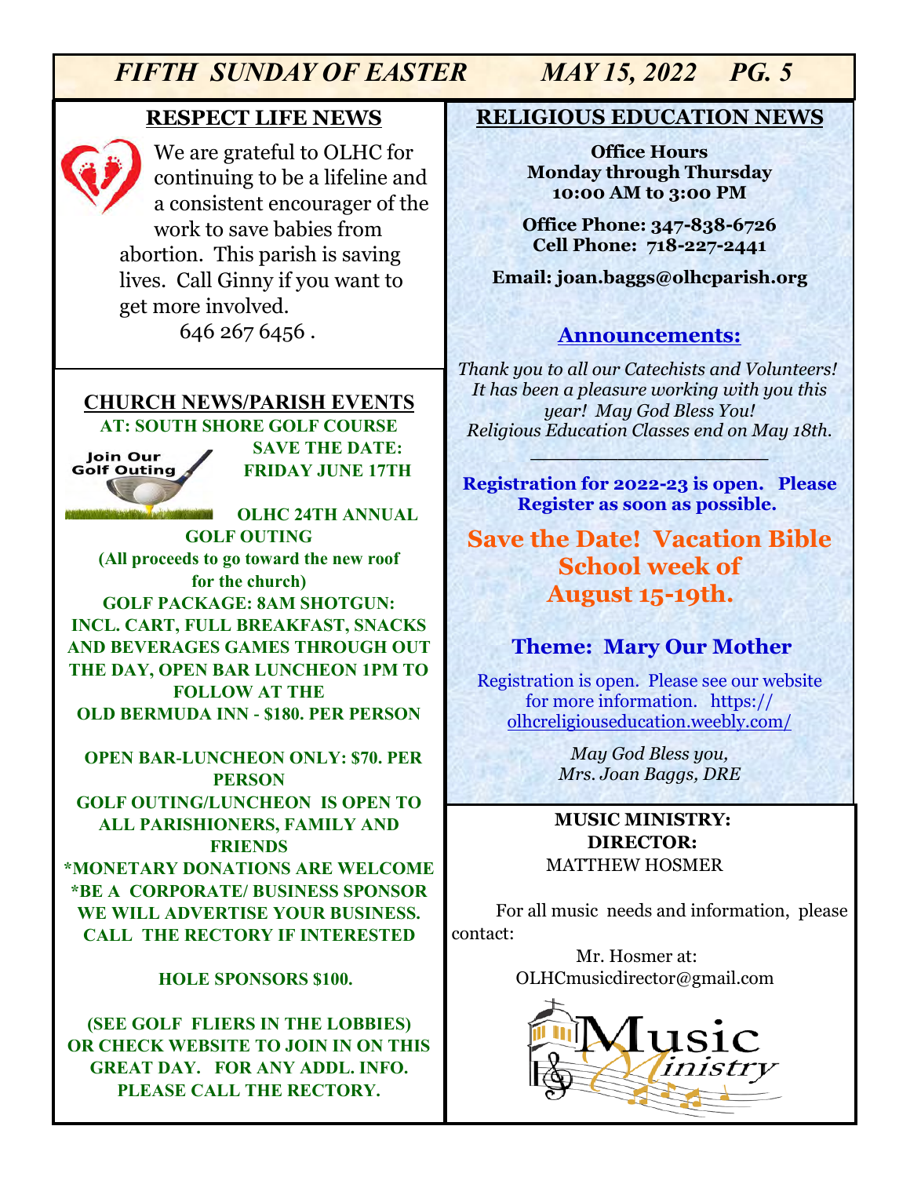## RESPECT LIFE NEWS

We are grateful to OLHC for continuing to be a lifeline and a consistent encourager of the work to save babies from abortion. This parish is saving lives. Call Ginny if you want to get more involved.
646 267 6456 .

## CHURCH NEWS/PARISH EVENTS

**AT: SOUTH SHORE GOLF COURSE**

Join Our Golf Outing

**SAVE THE DATE: FRIDAY JUNE 17TH**

**OLHC 24TH ANNUAL GOLF OUTING**

**(All proceeds to go toward the new roof for the church)**

**GOLF PACKAGE: 8AM SHOTGUN: INCL. CART, FULL BREAKFAST, SNACKS AND BEVERAGES GAMES THROUGH OUT THE DAY, OPEN BAR LUNCHEON 1PM TO FOLLOW AT THE OLD BERMUDA INN - $180. PER PERSON**

**OPEN BAR-LUNCHEON ONLY: $70. PER PERSON**

**GOLF OUTING/LUNCHEON IS OPEN TO ALL PARISHIONERS, FAMILY AND FRIENDS**

**\*MONETARY DONATIONS ARE WELCOME**

**\*BE A CORPORATE/ BUSINESS SPONSOR WE WILL ADVERTISE YOUR BUSINESS. CALL THE RECTORY IF INTERESTED**

**HOLE SPONSORS $100.**

**(SEE GOLF FLIERS IN THE LOBBIES) OR CHECK WEBSITE TO JOIN IN ON THIS GREAT DAY. FOR ANY ADDL. INFO. PLEASE CALL THE RECTORY.**

## RELIGIOUS EDUCATION NEWS

**Office Hours**
**Monday through Thursday**
**10:00 AM to 3:00 PM**

**Office Phone: 347-838-6726**
**Cell Phone: 718-227-2441**

**Email: joan.baggs@olhcparish.org**

### Announcements:

*Thank you to all our Catechists and Volunteers! It has been a pleasure working with you this year! May God Bless You! Religious Education Classes end on May 18th.*

---

**Registration for 2022-23 is open. Please Register as soon as possible.**

**Save the Date! Vacation Bible School week of August 15-19th.**

**Theme: Mary Our Mother**

Registration is open. Please see our website for more information. https://olhcreligiouseducation.weebly.com/

*May God Bless you,*
*Mrs. Joan Baggs, DRE*

## MUSIC MINISTRY:

**DIRECTOR:**
MATTHEW HOSMER

For all music needs and information, please contact:

Mr. Hosmer at:
OLHCmusicdirector@gmail.com

Music Ministry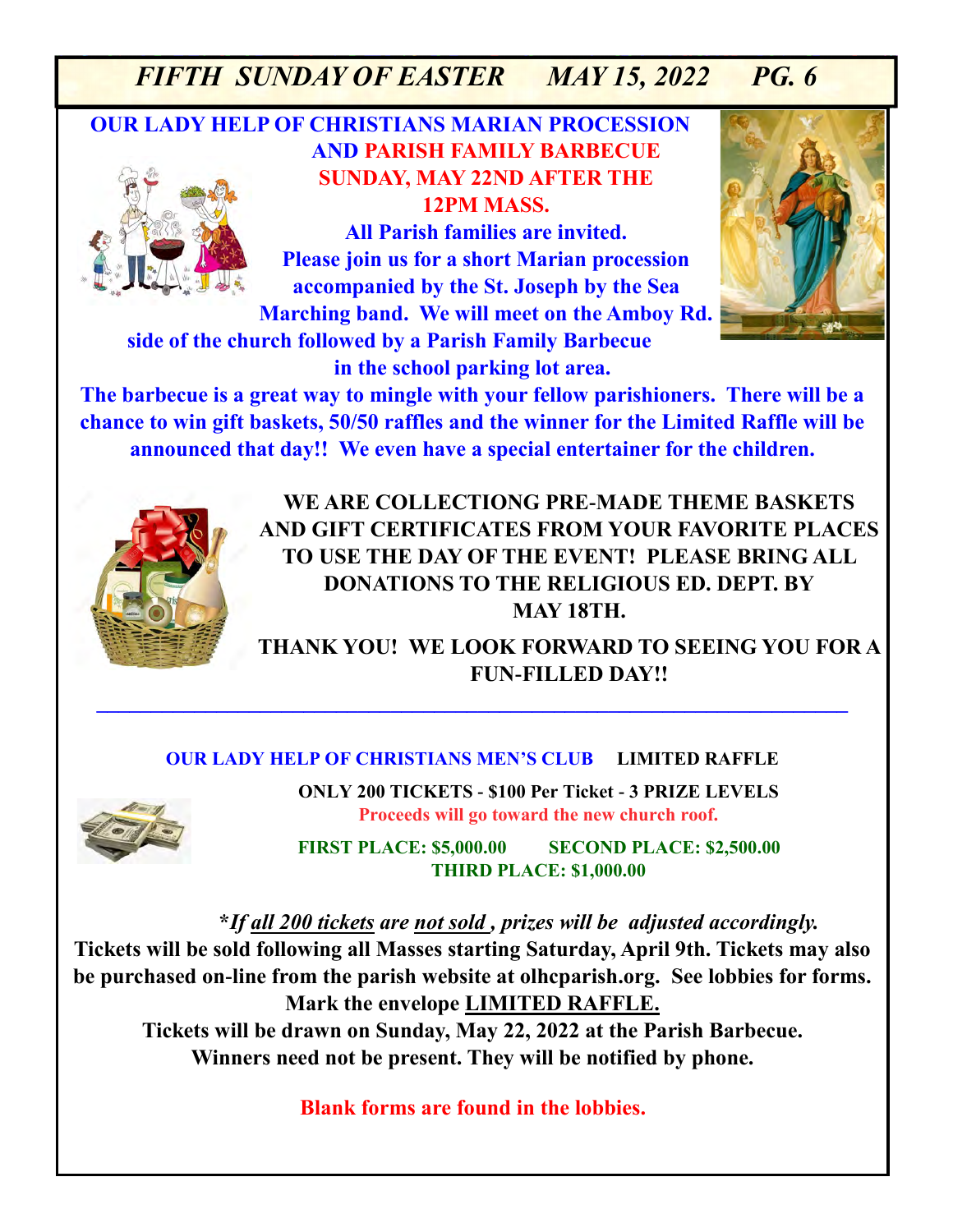## OUR LADY HELP OF CHRISTIANS MARIAN PROCESSION AND PARISH FAMILY BARBECUE

**SUNDAY, MAY 22ND AFTER THE 12PM MASS.**

**All Parish families are invited. Please join us for a short Marian procession accompanied by the St. Joseph by the Sea Marching band. We will meet on the Amboy Rd. side of the church followed by a Parish Family Barbecue in the school parking lot area.**

**The barbecue is a great way to mingle with your fellow parishioners. There will be a chance to win gift baskets, 50/50 raffles and the winner for the Limited Raffle will be announced that day!! We even have a special entertainer for the children.**

**WE ARE COLLECTIONG PRE-MADE THEME BASKETS AND GIFT CERTIFICATES FROM YOUR FAVORITE PLACES TO USE THE DAY OF THE EVENT! PLEASE BRING ALL DONATIONS TO THE RELIGIOUS ED. DEPT. BY MAY 18TH.**

**THANK YOU! WE LOOK FORWARD TO SEEING YOU FOR A FUN-FILLED DAY!!**

---

## OUR LADY HELP OF CHRISTIANS MEN'S CLUB LIMITED RAFFLE

**ONLY 200 TICKETS - $100 Per Ticket - 3 PRIZE LEVELS**

**Proceeds will go toward the new church roof.**

**FIRST PLACE: $5,000.00 SECOND PLACE: $2,500.00**
**THIRD PLACE: $1,000.00**

***If all 200 tickets are not sold , prizes will be adjusted accordingly.***

**Tickets will be sold following all Masses starting Saturday, April 9th. Tickets may also be purchased on-line from the parish website at olhcparish.org. See lobbies for forms. Mark the envelope LIMITED RAFFLE.**

**Tickets will be drawn on Sunday, May 22, 2022 at the Parish Barbecue. Winners need not be present. They will be notified by phone.**

**Blank forms are found in the lobbies.**